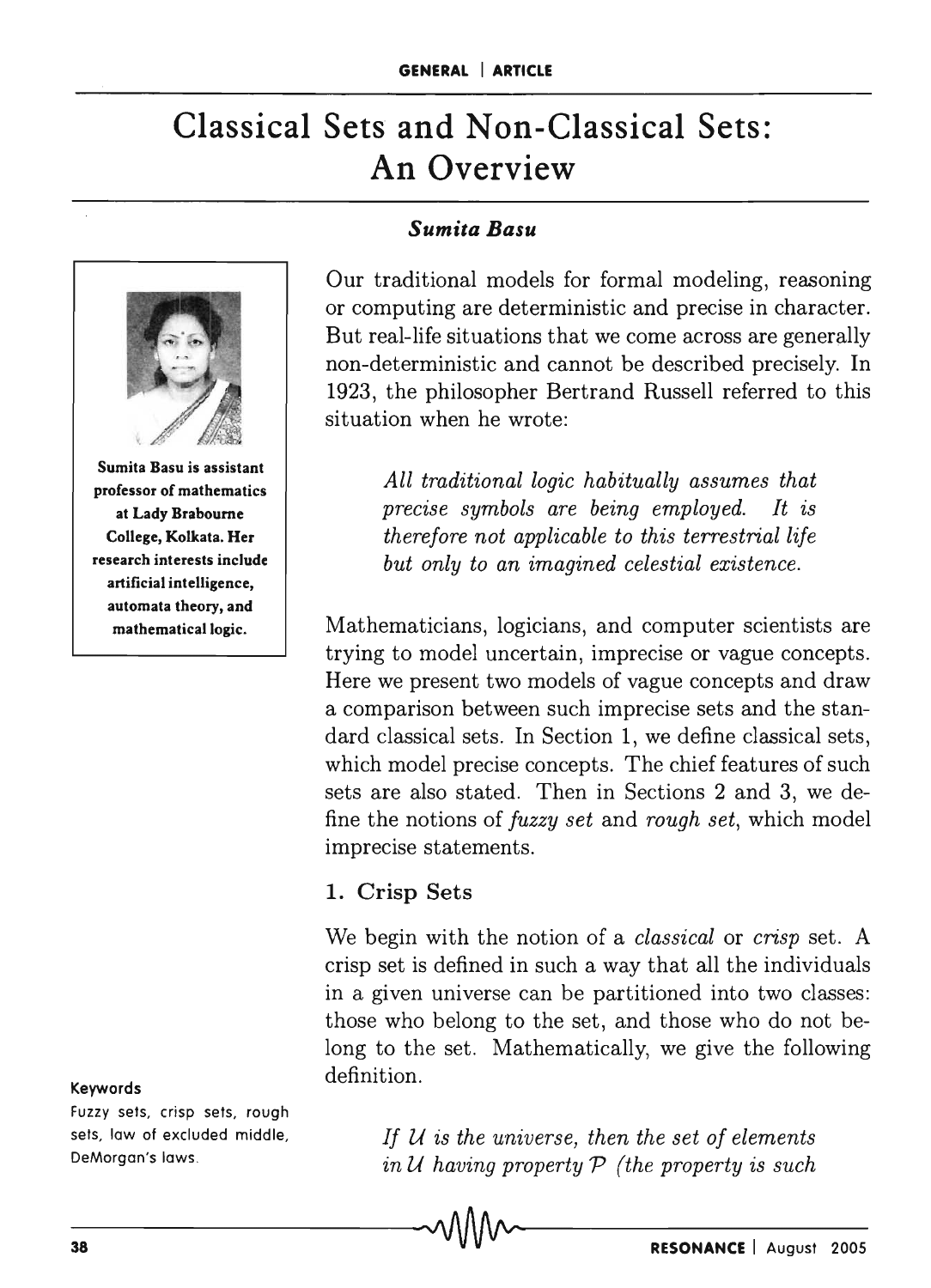# Classical Sets and Non-Classical Sets: An Overview

***Sumita Basu***

Sumita Basu is assistant professor of mathematics at Lady Brabourne College, Kolkata. Her research interests include artificial intelligence, automata theory, and mathematical logic.

Our traditional models for formal modeling, reasoning or computing are deterministic and precise in character. But real-life situations that we come across are generally non-deterministic and cannot be described precisely. In 1923, the philosopher Bertrand Russell referred to this situation when he wrote:

> *All traditional logic habitually assumes that precise symbols are being employed. It is therefore not applicable to this terrestrial life but only to an imagined celestial existence.*

Mathematicians, logicians, and computer scientists are trying to model uncertain, imprecise or vague concepts. Here we present two models of vague concepts and draw a comparison between such imprecise sets and the standard classical sets. In Section 1, we define classical sets, which model precise concepts. The chief features of such sets are also stated. Then in Sections 2 and 3, we define the notions of *fuzzy set* and *rough set*, which model imprecise statements.

## 1. Crisp Sets

We begin with the notion of a *classical* or *crisp* set. A crisp set is defined in such a way that all the individuals in a given universe can be partitioned into two classes: those who belong to the set, and those who do not belong to the set. Mathematically, we give the following definition.

**Keywords**

Fuzzy sets, crisp sets, rough sets, law of excluded middle, DeMorgan's laws.

> *If $\mathcal{U}$ is the universe, then the set of elements in $\mathcal{U}$ having property $\mathcal{P}$ (the property is such*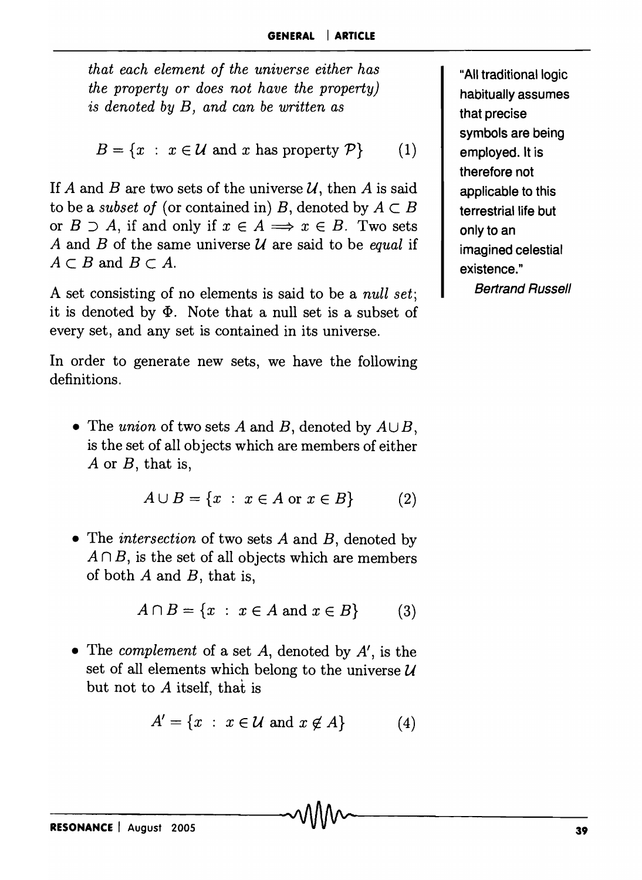*that each element of the universe either has the property or does not have the property) is denoted by $B$, and can be written as*

$$B = \{x \; : \; x \in \mathcal{U} \text{ and } x \text{ has property } \mathcal{P}\} \qquad (1)$$

If $A$ and $B$ are two sets of the universe $\mathcal{U}$, then $A$ is said to be a *subset of* (or contained in) $B$, denoted by $A \subset B$ or $B \supset A$, if and only if $x \in A \Longrightarrow x \in B$. Two sets $A$ and $B$ of the same universe $\mathcal{U}$ are said to be *equal* if $A \subset B$ and $B \subset A$.

A set consisting of no elements is said to be a *null set*; it is denoted by $\Phi$. Note that a null set is a subset of every set, and any set is contained in its universe.

In order to generate new sets, we have the following definitions.

- The *union* of two sets $A$ and $B$, denoted by $A \cup B$, is the set of all objects which are members of either $A$ or $B$, that is,

$$A \cup B = \{x \; : \; x \in A \text{ or } x \in B\} \qquad (2)$$

- The *intersection* of two sets $A$ and $B$, denoted by $A \cap B$, is the set of all objects which are members of both $A$ and $B$, that is,

$$A \cap B = \{x \; : \; x \in A \text{ and } x \in B\} \qquad (3)$$

- The *complement* of a set $A$, denoted by $A'$, is the set of all elements which belong to the universe $\mathcal{U}$ but not to $A$ itself, that is

$$A' = \{x \; : \; x \in \mathcal{U} \text{ and } x \notin A\} \qquad (4)$$

"All traditional logic habitually assumes that precise symbols are being employed. It is therefore not applicable to this terrestrial life but only to an imagined celestial existence."

*Bertrand Russell*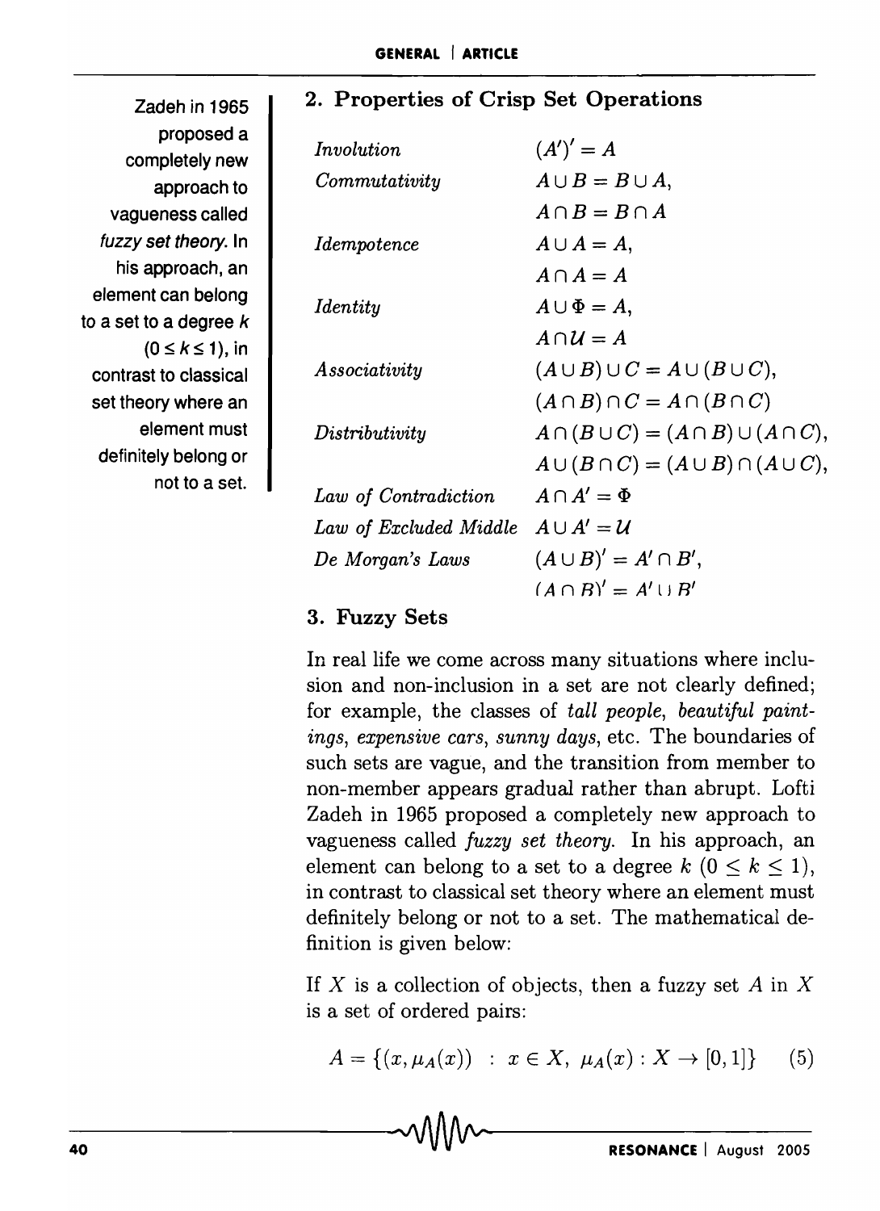## 2. Properties of Crisp Set Operations

| | |
|---|---|
| *Involution* | $(A')' = A$ |
| *Commutativity* | $A \cup B = B \cup A$, |
| | $A \cap B = B \cap A$ |
| *Idempotence* | $A \cup A = A$, |
| | $A \cap A = A$ |
| *Identity* | $A \cup \Phi = A$, |
| | $A \cap \mathcal{U} = A$ |
| *Associativity* | $(A \cup B) \cup C = A \cup (B \cup C)$, |
| | $(A \cap B) \cap C = A \cap (B \cap C)$ |
| *Distributivity* | $A \cap (B \cup C) = (A \cap B) \cup (A \cap C)$, |
| | $A \cup (B \cap C) = (A \cup B) \cap (A \cup C)$, |
| *Law of Contradiction* | $A \cap A' = \Phi$ |
| *Law of Excluded Middle* | $A \cup A' = \mathcal{U}$ |
| *De Morgan's Laws* | $(A \cup B)' = A' \cap B'$, |
| | $(A \cap B)' = A' \cup B'$ |

## 3. Fuzzy Sets

In real life we come across many situations where inclusion and non-inclusion in a set are not clearly defined; for example, the classes of *tall people*, *beautiful paintings*, *expensive cars*, *sunny days*, etc. The boundaries of such sets are vague, and the transition from member to non-member appears gradual rather than abrupt. Lofti Zadeh in 1965 proposed a completely new approach to vagueness called *fuzzy set theory*. In his approach, an element can belong to a set to a degree $k$ $(0 \leq k \leq 1)$, in contrast to classical set theory where an element must definitely belong or not to a set. The mathematical definition is given below:

If $X$ is a collection of objects, then a fuzzy set $A$ in $X$ is a set of ordered pairs:

$$A = \{(x, \mu_A(x)) \ : \ x \in X, \ \mu_A(x) : X \to [0,1]\} \qquad (5)$$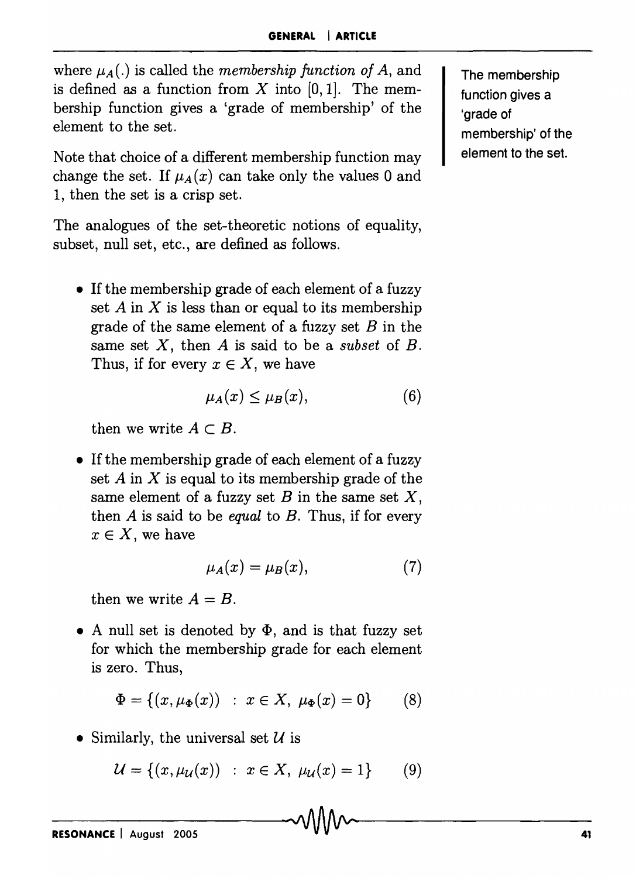where $\mu_A(.)$ is called the *membership function of A*, and is defined as a function from $X$ into $[0, 1]$. The membership function gives a 'grade of membership' of the element to the set.

The membership function gives a 'grade of membership' of the element to the set.

Note that choice of a different membership function may change the set. If $\mu_A(x)$ can take only the values 0 and 1, then the set is a crisp set.

The analogues of the set-theoretic notions of equality, subset, null set, etc., are defined as follows.

- If the membership grade of each element of a fuzzy set $A$ in $X$ is less than or equal to its membership grade of the same element of a fuzzy set $B$ in the same set $X$, then $A$ is said to be a *subset* of $B$. Thus, if for every $x \in X$, we have

$$\mu_A(x) \leq \mu_B(x), \tag{6}$$

  then we write $A \subset B$.

- If the membership grade of each element of a fuzzy set $A$ in $X$ is equal to its membership grade of the same element of a fuzzy set $B$ in the same set $X$, then $A$ is said to be *equal* to $B$. Thus, if for every $x \in X$, we have

$$\mu_A(x) = \mu_B(x), \tag{7}$$

  then we write $A = B$.

- A null set is denoted by $\Phi$, and is that fuzzy set for which the membership grade for each element is zero. Thus,

$$\Phi = \{(x, \mu_\Phi(x)) \ : \ x \in X, \ \mu_\Phi(x) = 0\} \tag{8}$$

- Similarly, the universal set $\mathcal{U}$ is

$$\mathcal{U} = \{(x, \mu_\mathcal{U}(x)) \ : \ x \in X, \ \mu_\mathcal{U}(x) = 1\} \tag{9}$$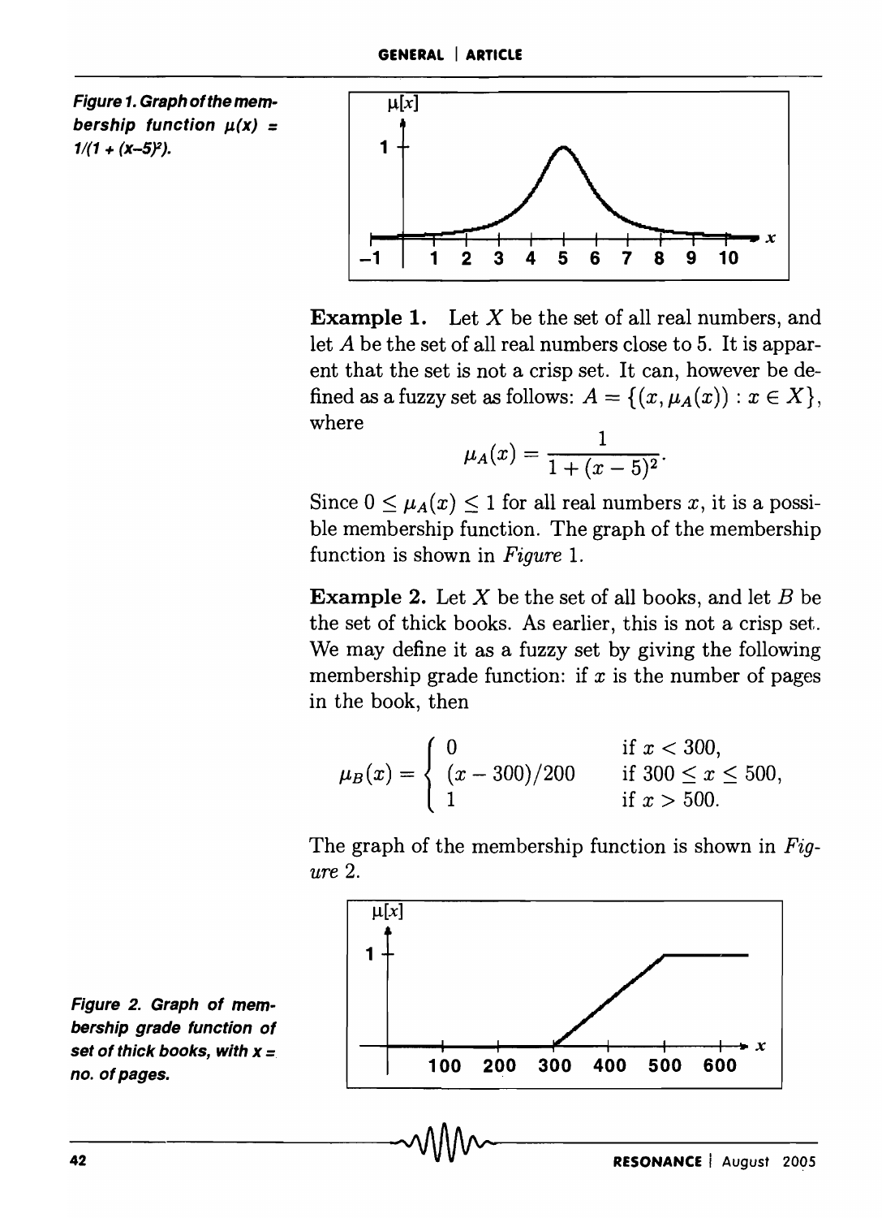Figure 1. Graph of the membership function $\mu(x) = 1/(1 + (x-5)^2)$.

**Example 1.** Let $X$ be the set of all real numbers, and let $A$ be the set of all real numbers close to 5. It is apparent that the set is not a crisp set. It can, however be defined as a fuzzy set as follows: $A = \{(x, \mu_A(x)) : x \in X\}$, where

$$\mu_A(x) = \frac{1}{1 + (x-5)^2}.$$

Since $0 \leq \mu_A(x) \leq 1$ for all real numbers $x$, it is a possible membership function. The graph of the membership function is shown in *Figure* 1.

**Example 2.** Let $X$ be the set of all books, and let $B$ be the set of thick books. As earlier, this is not a crisp set. We may define it as a fuzzy set by giving the following membership grade function: if $x$ is the number of pages in the book, then

$$\mu_B(x) = \begin{cases} 0 & \text{if } x < 300, \\ (x - 300)/200 & \text{if } 300 \leq x \leq 500, \\ 1 & \text{if } x > 500. \end{cases}$$

The graph of the membership function is shown in *Figure* 2.

Figure 2. Graph of membership grade function of set of thick books, with x = no. of pages.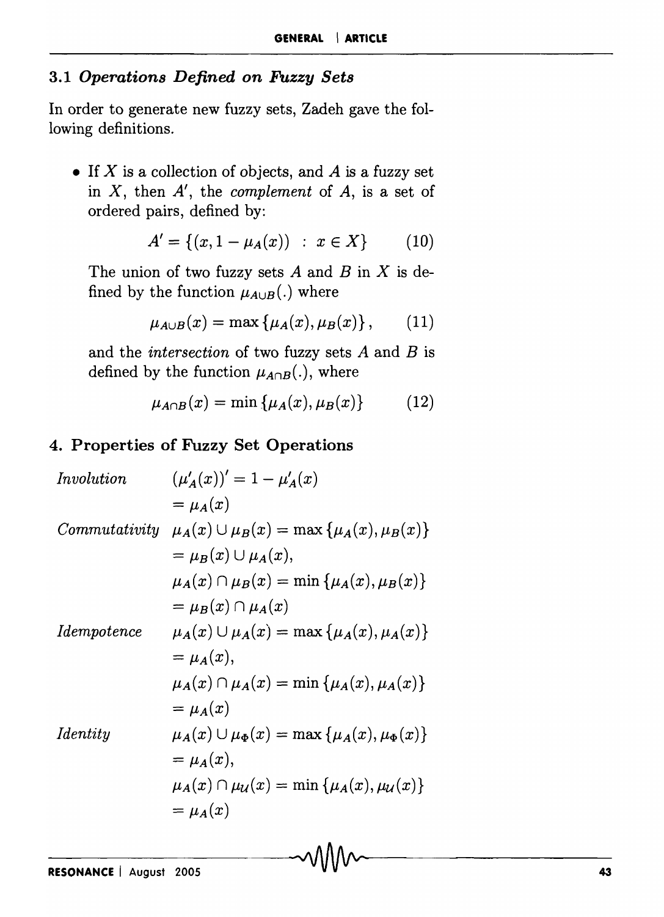### 3.1 *Operations Defined on Fuzzy Sets*

In order to generate new fuzzy sets, Zadeh gave the following definitions.

- If $X$ is a collection of objects, and $A$ is a fuzzy set in $X$, then $A'$, the *complement* of $A$, is a set of ordered pairs, defined by:

$$A' = \{(x, 1 - \mu_A(x)) \ : \ x \in X\} \qquad (10)$$

The union of two fuzzy sets $A$ and $B$ in $X$ is defined by the function $\mu_{A \cup B}(.)$ where

$$\mu_{A \cup B}(x) = \max\{\mu_A(x), \mu_B(x)\}, \qquad (11)$$

and the *intersection* of two fuzzy sets $A$ and $B$ is defined by the function $\mu_{A \cap B}(.)$, where

$$\mu_{A \cap B}(x) = \min\{\mu_A(x), \mu_B(x)\} \qquad (12)$$

## 4. Properties of Fuzzy Set Operations

*Involution*

$$(\mu'_A(x))' = 1 - \mu'_A(x) = \mu_A(x)$$

*Commutativity*

$$\mu_A(x) \cup \mu_B(x) = \max\{\mu_A(x), \mu_B(x)\} = \mu_B(x) \cup \mu_A(x),$$

$$\mu_A(x) \cap \mu_B(x) = \min\{\mu_A(x), \mu_B(x)\} = \mu_B(x) \cap \mu_A(x)$$

*Idempotence*

$$\mu_A(x) \cup \mu_A(x) = \max\{\mu_A(x), \mu_A(x)\} = \mu_A(x),$$

$$\mu_A(x) \cap \mu_A(x) = \min\{\mu_A(x), \mu_A(x)\} = \mu_A(x)$$

*Identity*

$$\mu_A(x) \cup \mu_\Phi(x) = \max\{\mu_A(x), \mu_\Phi(x)\} = \mu_A(x),$$

$$\mu_A(x) \cap \mu_\mathcal{U}(x) = \min\{\mu_A(x), \mu_\mathcal{U}(x)\} = \mu_A(x)$$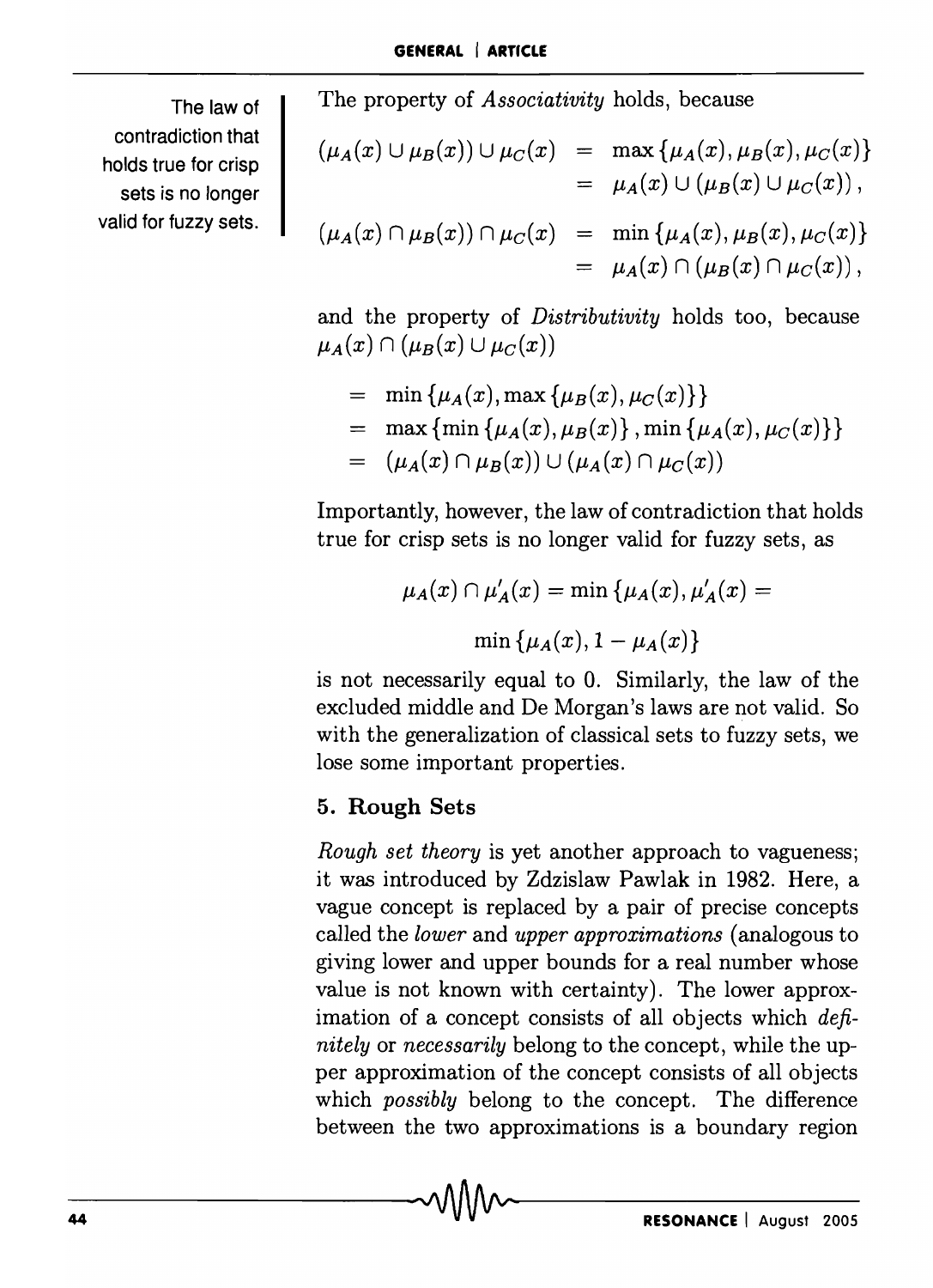The law of contradiction that holds true for crisp sets is no longer valid for fuzzy sets.

The property of *Associativity* holds, because

$$
\begin{aligned}
(\mu_A(x) \cup \mu_B(x)) \cup \mu_C(x) &= \max\{\mu_A(x), \mu_B(x), \mu_C(x)\} \\
&= \mu_A(x) \cup (\mu_B(x) \cup \mu_C(x)), \\
(\mu_A(x) \cap \mu_B(x)) \cap \mu_C(x) &= \min\{\mu_A(x), \mu_B(x), \mu_C(x)\} \\
&= \mu_A(x) \cap (\mu_B(x) \cap \mu_C(x)),
\end{aligned}
$$

and the property of *Distributivity* holds too, because $\mu_A(x) \cap (\mu_B(x) \cup \mu_C(x))$

$$
\begin{aligned}
&= \min\{\mu_A(x), \max\{\mu_B(x), \mu_C(x)\}\} \\
&= \max\{\min\{\mu_A(x), \mu_B(x)\}, \min\{\mu_A(x), \mu_C(x)\}\} \\
&= (\mu_A(x) \cap \mu_B(x)) \cup (\mu_A(x) \cap \mu_C(x))
\end{aligned}
$$

Importantly, however, the law of contradiction that holds true for crisp sets is no longer valid for fuzzy sets, as

$$
\mu_A(x) \cap \mu'_A(x) = \min\{\mu_A(x), \mu'_A(x) =
$$

$$
\min\{\mu_A(x), 1 - \mu_A(x)\}
$$

is not necessarily equal to 0. Similarly, the law of the excluded middle and De Morgan's laws are not valid. So with the generalization of classical sets to fuzzy sets, we lose some important properties.

## 5. Rough Sets

*Rough set theory* is yet another approach to vagueness; it was introduced by Zdzislaw Pawlak in 1982. Here, a vague concept is replaced by a pair of precise concepts called the *lower* and *upper approximations* (analogous to giving lower and upper bounds for a real number whose value is not known with certainty). The lower approximation of a concept consists of all objects which *definitely* or *necessarily* belong to the concept, while the upper approximation of the concept consists of all objects which *possibly* belong to the concept. The difference between the two approximations is a boundary region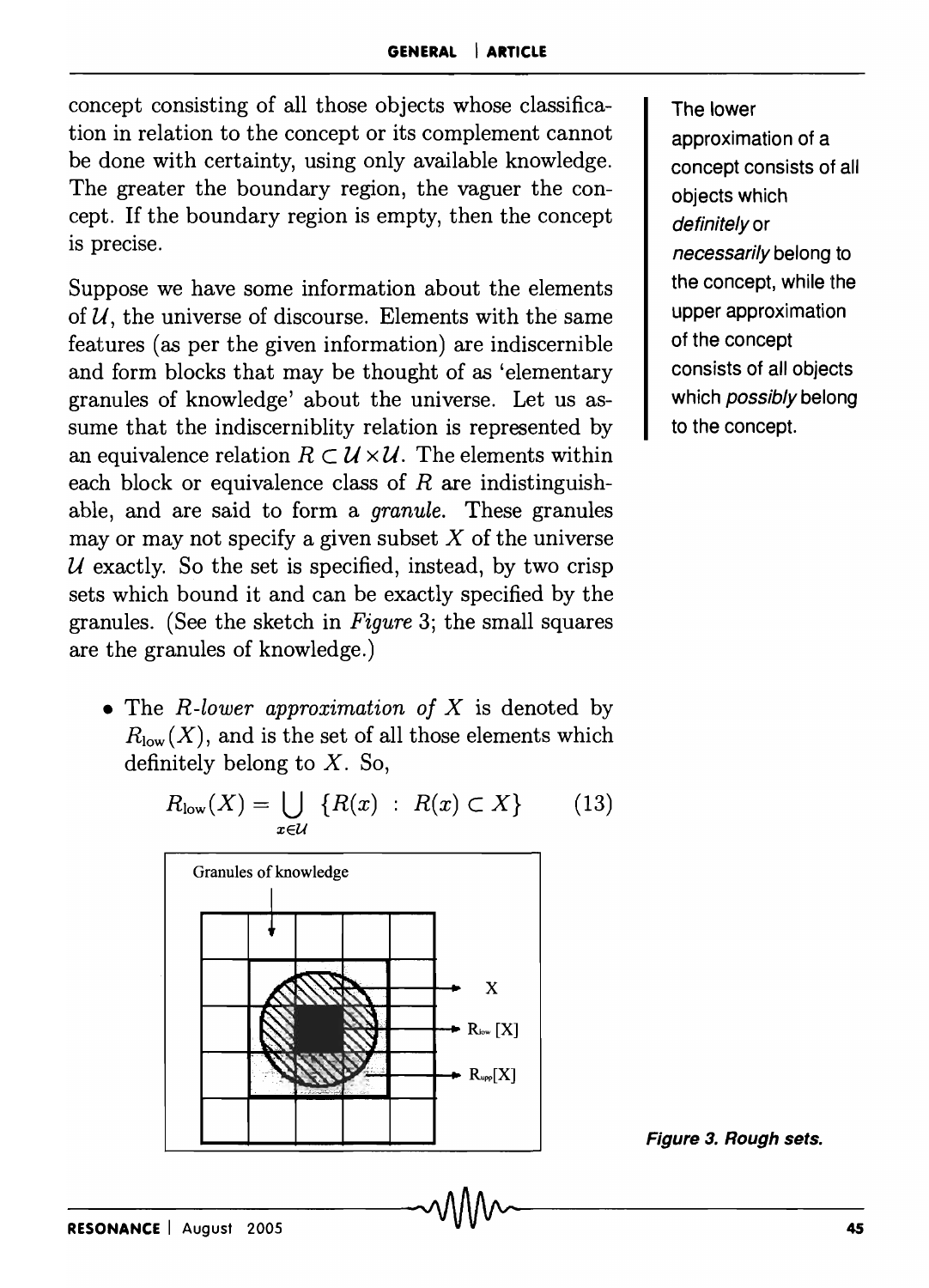concept consisting of all those objects whose classification in relation to the concept or its complement cannot be done with certainty, using only available knowledge. The greater the boundary region, the vaguer the concept. If the boundary region is empty, then the concept is precise.

Suppose we have some information about the elements of $\mathcal{U}$, the universe of discourse. Elements with the same features (as per the given information) are indiscernible and form blocks that may be thought of as 'elementary granules of knowledge' about the universe. Let us assume that the indiscerniblity relation is represented by an equivalence relation $R \subset \mathcal{U} \times \mathcal{U}$. The elements within each block or equivalence class of $R$ are indistinguishable, and are said to form a *granule*. These granules may or may not specify a given subset $X$ of the universe $\mathcal{U}$ exactly. So the set is specified, instead, by two crisp sets which bound it and can be exactly specified by the granules. (See the sketch in *Figure* 3; the small squares are the granules of knowledge.)

The lower approximation of a concept consists of all objects which *definitely* or *necessarily* belong to the concept, while the upper approximation of the concept consists of all objects which *possibly* belong to the concept.

- The *R-lower approximation of X* is denoted by $R_{\text{low}}(X)$, and is the set of all those elements which definitely belong to $X$. So,

$$R_{\text{low}}(X) = \bigcup_{x \in \mathcal{U}} \{R(x) \ : \ R(x) \subset X\} \qquad (13)$$

**Figure 3. Rough sets.**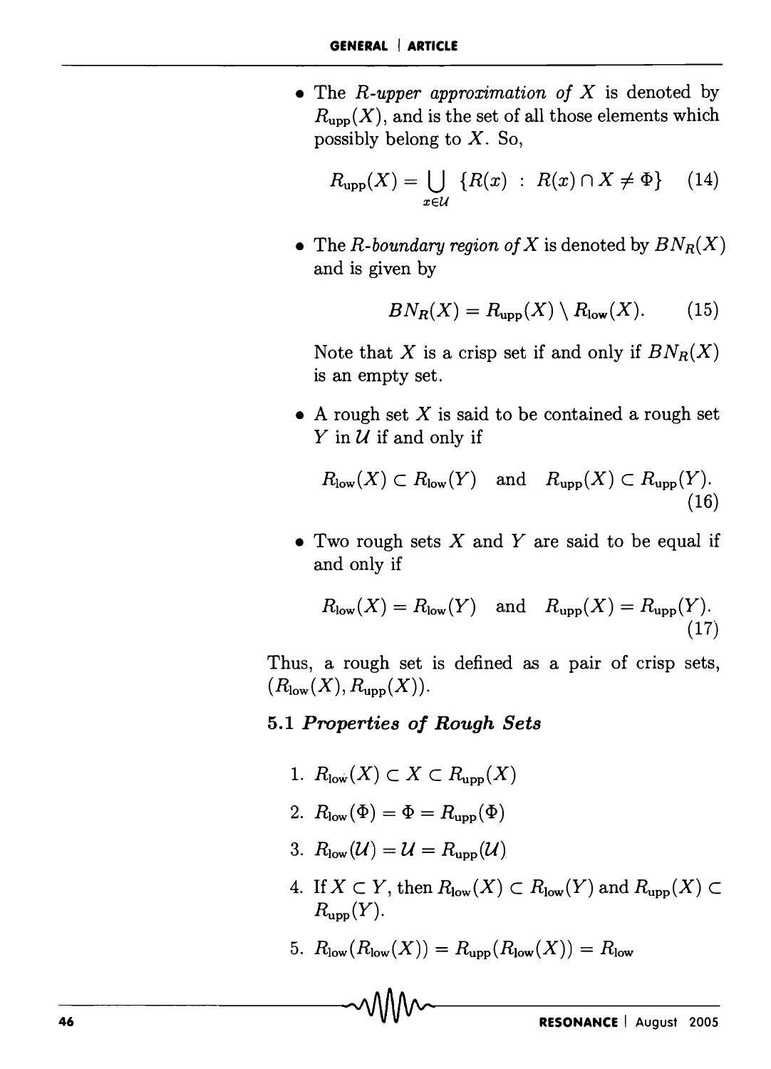- The *R-upper approximation of X* is denoted by $R_{\text{upp}}(X)$, and is the set of all those elements which possibly belong to $X$. So,

$$R_{\text{upp}}(X) = \bigcup_{x \in \mathcal{U}} \{R(x) \ : \ R(x) \cap X \neq \Phi\} \quad (14)$$

- The *R-boundary region of X* is denoted by $BN_R(X)$ and is given by

$$BN_R(X) = R_{\text{upp}}(X) \setminus R_{\text{low}}(X). \quad (15)$$

  Note that $X$ is a crisp set if and only if $BN_R(X)$ is an empty set.

- A rough set $X$ is said to be contained a rough set $Y$ in $\mathcal{U}$ if and only if

$$R_{\text{low}}(X) \subset R_{\text{low}}(Y) \quad \text{and} \quad R_{\text{upp}}(X) \subset R_{\text{upp}}(Y). \quad (16)$$

- Two rough sets $X$ and $Y$ are said to be equal if and only if

$$R_{\text{low}}(X) = R_{\text{low}}(Y) \quad \text{and} \quad R_{\text{upp}}(X) = R_{\text{upp}}(Y). \quad (17)$$

Thus, a rough set is defined as a pair of crisp sets, $(R_{\text{low}}(X), R_{\text{upp}}(X))$.

### 5.1 *Properties of Rough Sets*

1. $R_{\text{low}}(X) \subset X \subset R_{\text{upp}}(X)$
2. $R_{\text{low}}(\Phi) = \Phi = R_{\text{upp}}(\Phi)$
3. $R_{\text{low}}(\mathcal{U}) = \mathcal{U} = R_{\text{upp}}(\mathcal{U})$
4. If $X \subset Y$, then $R_{\text{low}}(X) \subset R_{\text{low}}(Y)$ and $R_{\text{upp}}(X) \subset R_{\text{upp}}(Y)$.
5. $R_{\text{low}}(R_{\text{low}}(X)) = R_{\text{upp}}(R_{\text{low}}(X)) = R_{\text{low}}$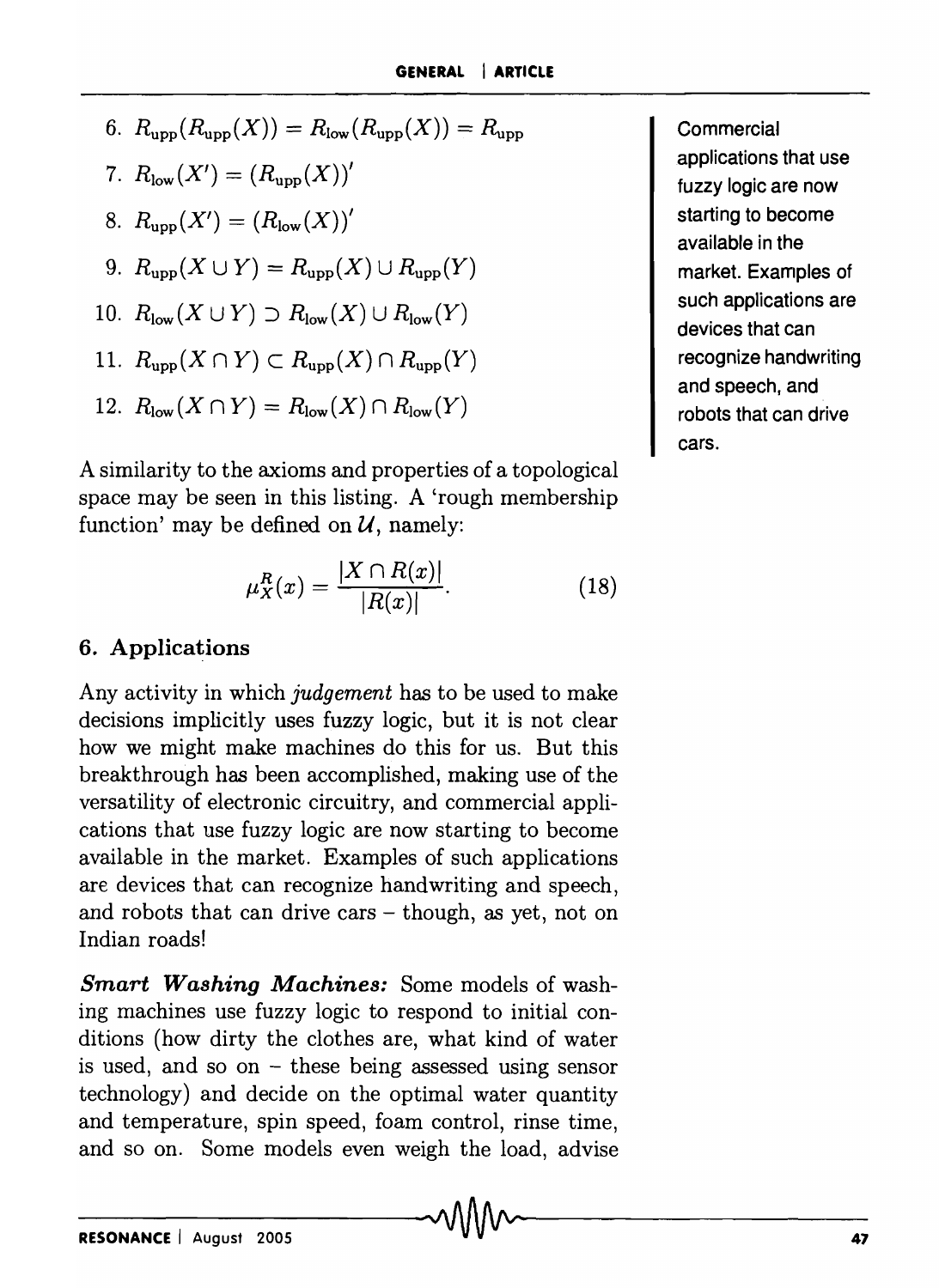6. $R_{\text{upp}}(R_{\text{upp}}(X)) = R_{\text{low}}(R_{\text{upp}}(X)) = R_{\text{upp}}$

7. $R_{\text{low}}(X') = (R_{\text{upp}}(X))'$

8. $R_{\text{upp}}(X') = (R_{\text{low}}(X))'$

9. $R_{\text{upp}}(X \cup Y) = R_{\text{upp}}(X) \cup R_{\text{upp}}(Y)$

10. $R_{\text{low}}(X \cup Y) \supset R_{\text{low}}(X) \cup R_{\text{low}}(Y)$

11. $R_{\text{upp}}(X \cap Y) \subset R_{\text{upp}}(X) \cap R_{\text{upp}}(Y)$

12. $R_{\text{low}}(X \cap Y) = R_{\text{low}}(X) \cap R_{\text{low}}(Y)$

A similarity to the axioms and properties of a topological space may be seen in this listing. A 'rough membership function' may be defined on $\mathcal{U}$, namely:

$$\mu_X^R(x) = \frac{|X \cap R(x)|}{|R(x)|}. \tag{18}$$

## 6. Applications

Any activity in which *judgement* has to be used to make decisions implicitly uses fuzzy logic, but it is not clear how we might make machines do this for us. But this breakthrough has been accomplished, making use of the versatility of electronic circuitry, and commercial applications that use fuzzy logic are now starting to become available in the market. Examples of such applications are devices that can recognize handwriting and speech, and robots that can drive cars – though, as yet, not on Indian roads!

Commercial applications that use fuzzy logic are now starting to become available in the market. Examples of such applications are devices that can recognize handwriting and speech, and robots that can drive cars.

***Smart Washing Machines:*** Some models of washing machines use fuzzy logic to respond to initial conditions (how dirty the clothes are, what kind of water is used, and so on – these being assessed using sensor technology) and decide on the optimal water quantity and temperature, spin speed, foam control, rinse time, and so on. Some models even weigh the load, advise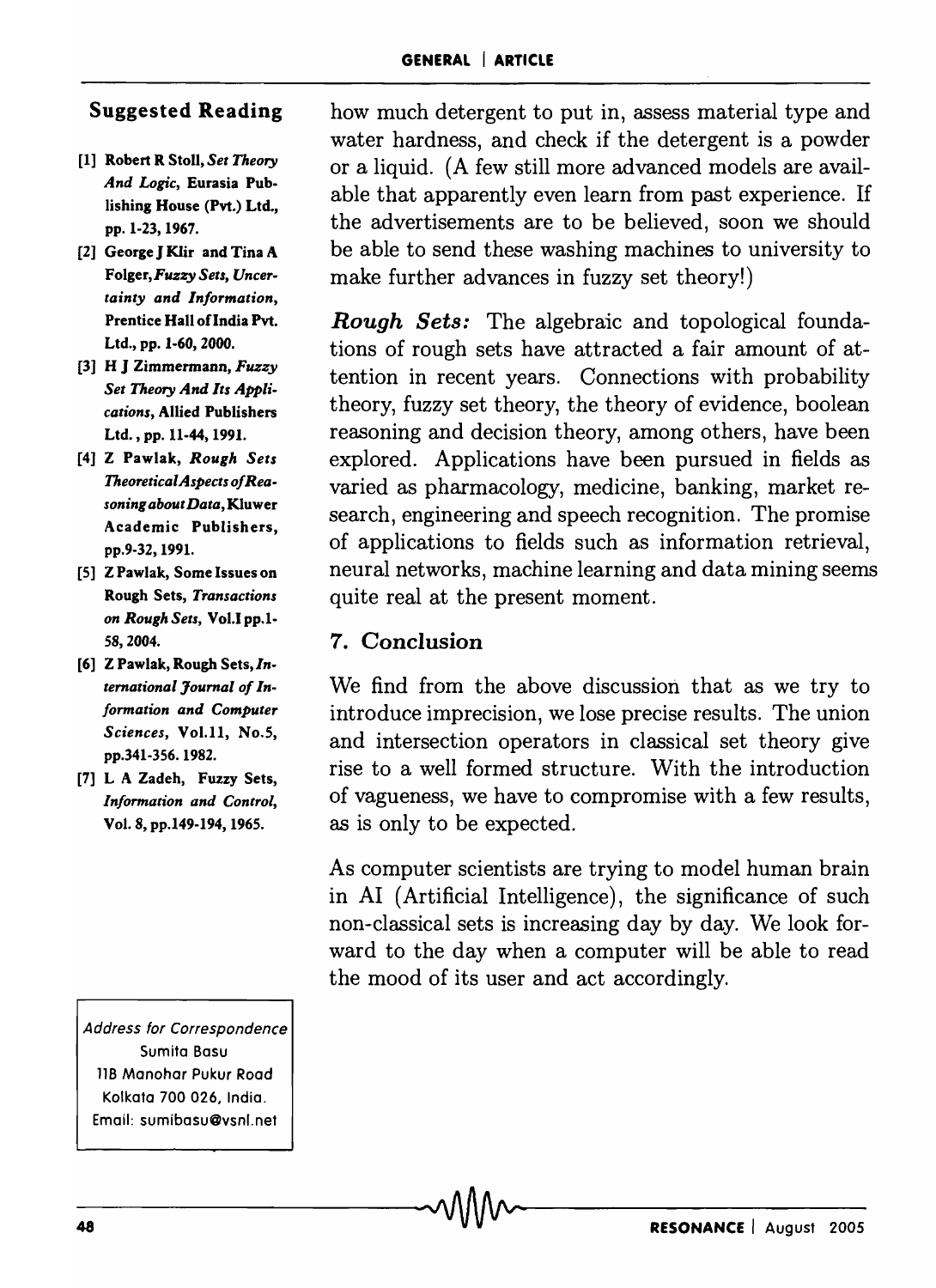how much detergent to put in, assess material type and water hardness, and check if the detergent is a powder or a liquid. (A few still more advanced models are available that apparently even learn from past experience. If the advertisements are to be believed, soon we should be able to send these washing machines to university to make further advances in fuzzy set theory!)

***Rough Sets:*** The algebraic and topological foundations of rough sets have attracted a fair amount of attention in recent years. Connections with probability theory, fuzzy set theory, the theory of evidence, boolean reasoning and decision theory, among others, have been explored. Applications have been pursued in fields as varied as pharmacology, medicine, banking, market research, engineering and speech recognition. The promise of applications to fields such as information retrieval, neural networks, machine learning and data mining seems quite real at the present moment.

## 7. Conclusion

We find from the above discussion that as we try to introduce imprecision, we lose precise results. The union and intersection operators in classical set theory give rise to a well formed structure. With the introduction of vagueness, we have to compromise with a few results, as is only to be expected.

As computer scientists are trying to model human brain in AI (Artificial Intelligence), the significance of such non-classical sets is increasing day by day. We look forward to the day when a computer will be able to read the mood of its user and act accordingly.

## Suggested Reading

[1] Robert R Stoll, *Set Theory And Logic*, Eurasia Publishing House (Pvt.) Ltd., pp. 1-23, 1967.

[2] George J Klir and Tina A Folger, *Fuzzy Sets, Uncertainty and Information*, Prentice Hall of India Pvt. Ltd., pp. 1-60, 2000.

[3] H J Zimmermann, *Fuzzy Set Theory And Its Applications*, Allied Publishers Ltd., pp. 11-44, 1991.

[4] Z Pawlak, *Rough Sets Theoretical Aspects of Reasoning about Data*, Kluwer Academic Publishers, pp.9-32, 1991.

[5] Z Pawlak, Some Issues on Rough Sets, *Transactions on Rough Sets*, Vol.I pp.1-58, 2004.

[6] Z Pawlak, Rough Sets, *International Journal of Information and Computer Sciences*, Vol.11, No.5, pp.341-356. 1982.

[7] L A Zadeh, Fuzzy Sets, *Information and Control*, Vol. 8, pp.149-194, 1965.

*Address for Correspondence*
Sumita Basu
11B Manohar Pukur Road
Kolkata 700 026, India.
Email: sumibasu@vsnl.net